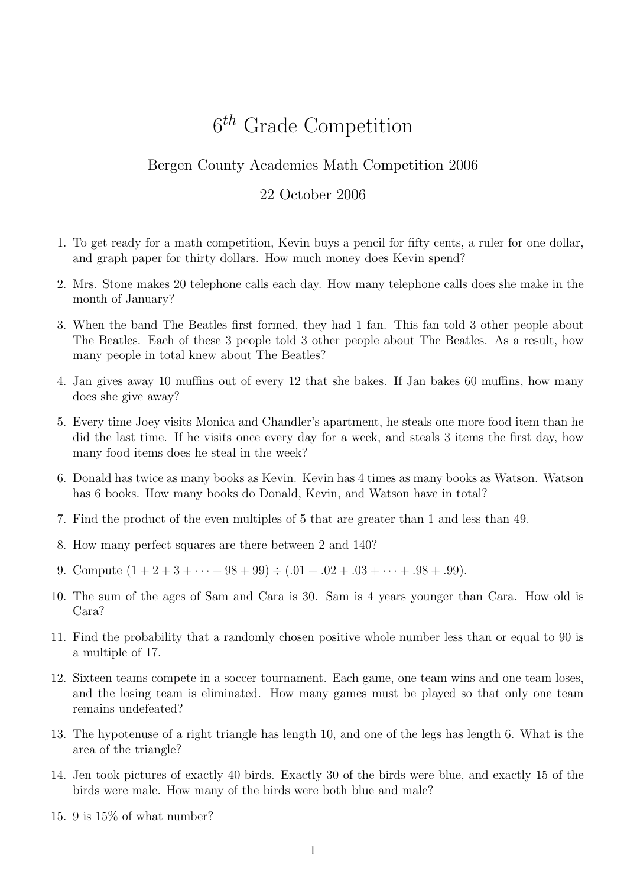# $6^{th}$ Grade Competition

Bergen County Academies Math Competition 2006

22 October 2006

1. To get ready for a math competition, Kevin buys a pencil for fifty cents, a ruler for one dollar, and graph paper for thirty dollars. How much money does Kevin spend?

2. Mrs. Stone makes 20 telephone calls each day. How many telephone calls does she make in the month of January?

3. When the band The Beatles first formed, they had 1 fan. This fan told 3 other people about The Beatles. Each of these 3 people told 3 other people about The Beatles. As a result, how many people in total knew about The Beatles?

4. Jan gives away 10 muffins out of every 12 that she bakes. If Jan bakes 60 muffins, how many does she give away?

5. Every time Joey visits Monica and Chandler's apartment, he steals one more food item than he did the last time. If he visits once every day for a week, and steals 3 items the first day, how many food items does he steal in the week?

6. Donald has twice as many books as Kevin. Kevin has 4 times as many books as Watson. Watson has 6 books. How many books do Donald, Kevin, and Watson have in total?

7. Find the product of the even multiples of 5 that are greater than 1 and less than 49.

8. How many perfect squares are there between 2 and 140?

9. Compute $(1 + 2 + 3 + \cdots + 98 + 99) \div (.01 + .02 + .03 + \cdots + .98 + .99)$.

10. The sum of the ages of Sam and Cara is 30. Sam is 4 years younger than Cara. How old is Cara?

11. Find the probability that a randomly chosen positive whole number less than or equal to 90 is a multiple of 17.

12. Sixteen teams compete in a soccer tournament. Each game, one team wins and one team loses, and the losing team is eliminated. How many games must be played so that only one team remains undefeated?

13. The hypotenuse of a right triangle has length 10, and one of the legs has length 6. What is the area of the triangle?

14. Jen took pictures of exactly 40 birds. Exactly 30 of the birds were blue, and exactly 15 of the birds were male. How many of the birds were both blue and male?

15. 9 is 15% of what number?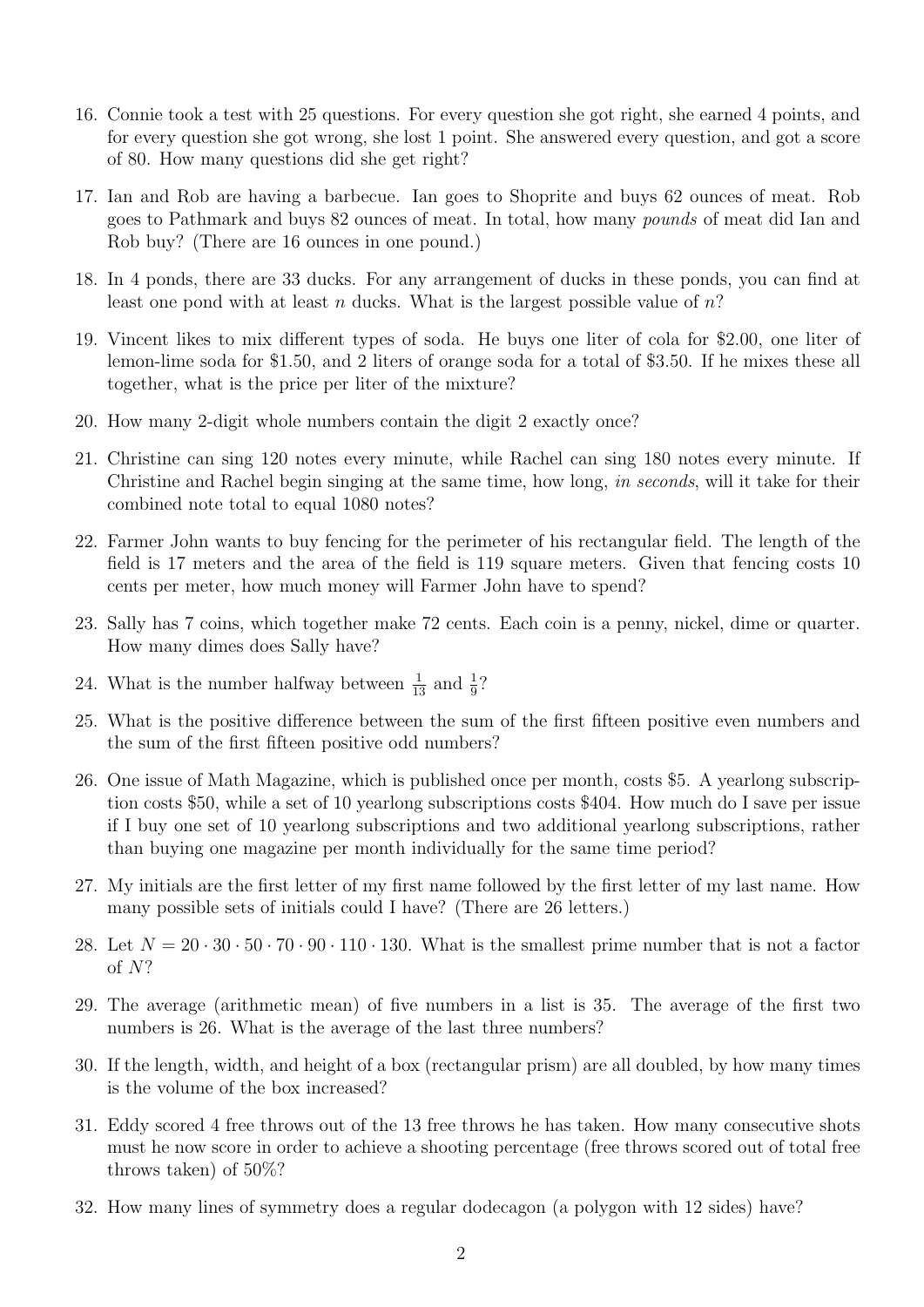16. Connie took a test with 25 questions. For every question she got right, she earned 4 points, and for every question she got wrong, she lost 1 point. She answered every question, and got a score of 80. How many questions did she get right?

17. Ian and Rob are having a barbecue. Ian goes to Shoprite and buys 62 ounces of meat. Rob goes to Pathmark and buys 82 ounces of meat. In total, how many *pounds* of meat did Ian and Rob buy? (There are 16 ounces in one pound.)

18. In 4 ponds, there are 33 ducks. For any arrangement of ducks in these ponds, you can find at least one pond with at least $n$ ducks. What is the largest possible value of $n$?

19. Vincent likes to mix different types of soda. He buys one liter of cola for \$2.00, one liter of lemon-lime soda for \$1.50, and 2 liters of orange soda for a total of \$3.50. If he mixes these all together, what is the price per liter of the mixture?

20. How many 2-digit whole numbers contain the digit 2 exactly once?

21. Christine can sing 120 notes every minute, while Rachel can sing 180 notes every minute. If Christine and Rachel begin singing at the same time, how long, *in seconds*, will it take for their combined note total to equal 1080 notes?

22. Farmer John wants to buy fencing for the perimeter of his rectangular field. The length of the field is 17 meters and the area of the field is 119 square meters. Given that fencing costs 10 cents per meter, how much money will Farmer John have to spend?

23. Sally has 7 coins, which together make 72 cents. Each coin is a penny, nickel, dime or quarter. How many dimes does Sally have?

24. What is the number halfway between $\frac{1}{13}$ and $\frac{1}{9}$?

25. What is the positive difference between the sum of the first fifteen positive even numbers and the sum of the first fifteen positive odd numbers?

26. One issue of Math Magazine, which is published once per month, costs \$5. A yearlong subscription costs \$50, while a set of 10 yearlong subscriptions costs \$404. How much do I save per issue if I buy one set of 10 yearlong subscriptions and two additional yearlong subscriptions, rather than buying one magazine per month individually for the same time period?

27. My initials are the first letter of my first name followed by the first letter of my last name. How many possible sets of initials could I have? (There are 26 letters.)

28. Let $N = 20 \cdot 30 \cdot 50 \cdot 70 \cdot 90 \cdot 110 \cdot 130$. What is the smallest prime number that is not a factor of $N$?

29. The average (arithmetic mean) of five numbers in a list is 35. The average of the first two numbers is 26. What is the average of the last three numbers?

30. If the length, width, and height of a box (rectangular prism) are all doubled, by how many times is the volume of the box increased?

31. Eddy scored 4 free throws out of the 13 free throws he has taken. How many consecutive shots must he now score in order to achieve a shooting percentage (free throws scored out of total free throws taken) of 50%?

32. How many lines of symmetry does a regular dodecagon (a polygon with 12 sides) have?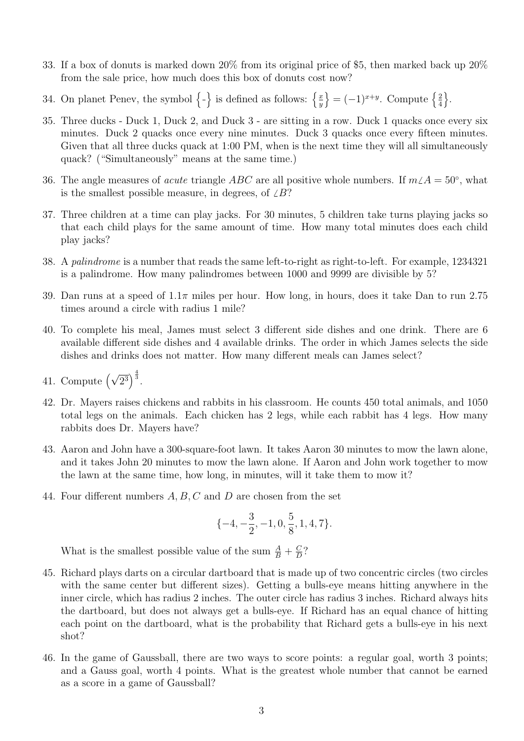33. If a box of donuts is marked down 20% from its original price of \$5, then marked back up 20% from the sale price, how much does this box of donuts cost now?

34. On planet Penev, the symbol $\left\{\text{-}\right\}$ is defined as follows: $\left\{\frac{x}{y}\right\} = (-1)^{x+y}$. Compute $\left\{\frac{2}{4}\right\}$.

35. Three ducks - Duck 1, Duck 2, and Duck 3 - are sitting in a row. Duck 1 quacks once every six minutes. Duck 2 quacks once every nine minutes. Duck 3 quacks once every fifteen minutes. Given that all three ducks quack at 1:00 PM, when is the next time they will all simultaneously quack? ("Simultaneously" means at the same time.)

36. The angle measures of *acute* triangle $ABC$ are all positive whole numbers. If $m\angle A = 50^\circ$, what is the smallest possible measure, in degrees, of $\angle B$?

37. Three children at a time can play jacks. For 30 minutes, 5 children take turns playing jacks so that each child plays for the same amount of time. How many total minutes does each child play jacks?

38. A *palindrome* is a number that reads the same left-to-right as right-to-left. For example, 1234321 is a palindrome. How many palindromes between 1000 and 9999 are divisible by 5?

39. Dan runs at a speed of $1.1\pi$ miles per hour. How long, in hours, does it take Dan to run 2.75 times around a circle with radius 1 mile?

40. To complete his meal, James must select 3 different side dishes and one drink. There are 6 available different side dishes and 4 available drinks. The order in which James selects the side dishes and drinks does not matter. How many different meals can James select?

41. Compute $\left(\sqrt{2^3}\right)^{\frac{4}{3}}$.

42. Dr. Mayers raises chickens and rabbits in his classroom. He counts 450 total animals, and 1050 total legs on the animals. Each chicken has 2 legs, while each rabbit has 4 legs. How many rabbits does Dr. Mayers have?

43. Aaron and John have a 300-square-foot lawn. It takes Aaron 30 minutes to mow the lawn alone, and it takes John 20 minutes to mow the lawn alone. If Aaron and John work together to mow the lawn at the same time, how long, in minutes, will it take them to mow it?

44. Four different numbers $A, B, C$ and $D$ are chosen from the set

$$\{-4, -\frac{3}{2}, -1, 0, \frac{5}{8}, 1, 4, 7\}.$$

What is the smallest possible value of the sum $\frac{A}{B} + \frac{C}{D}$?

45. Richard plays darts on a circular dartboard that is made up of two concentric circles (two circles with the same center but different sizes). Getting a bulls-eye means hitting anywhere in the inner circle, which has radius 2 inches. The outer circle has radius 3 inches. Richard always hits the dartboard, but does not always get a bulls-eye. If Richard has an equal chance of hitting each point on the dartboard, what is the probability that Richard gets a bulls-eye in his next shot?

46. In the game of Gaussball, there are two ways to score points: a regular goal, worth 3 points; and a Gauss goal, worth 4 points. What is the greatest whole number that cannot be earned as a score in a game of Gaussball?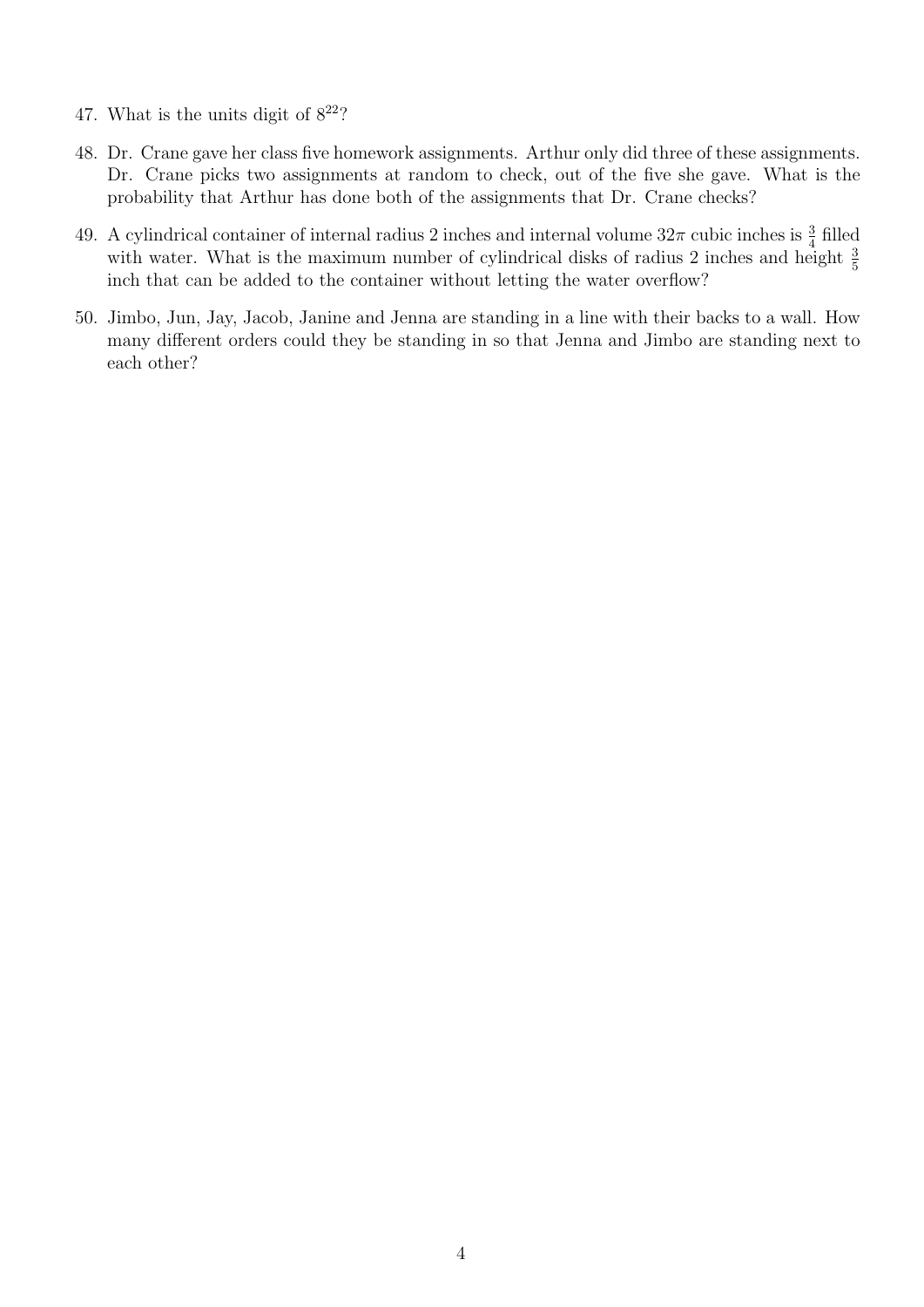47. What is the units digit of $8^{22}$?

48. Dr. Crane gave her class five homework assignments. Arthur only did three of these assignments. Dr. Crane picks two assignments at random to check, out of the five she gave. What is the probability that Arthur has done both of the assignments that Dr. Crane checks?

49. A cylindrical container of internal radius 2 inches and internal volume $32\pi$ cubic inches is $\frac{3}{4}$ filled with water. What is the maximum number of cylindrical disks of radius 2 inches and height $\frac{3}{5}$ inch that can be added to the container without letting the water overflow?

50. Jimbo, Jun, Jay, Jacob, Janine and Jenna are standing in a line with their backs to a wall. How many different orders could they be standing in so that Jenna and Jimbo are standing next to each other?